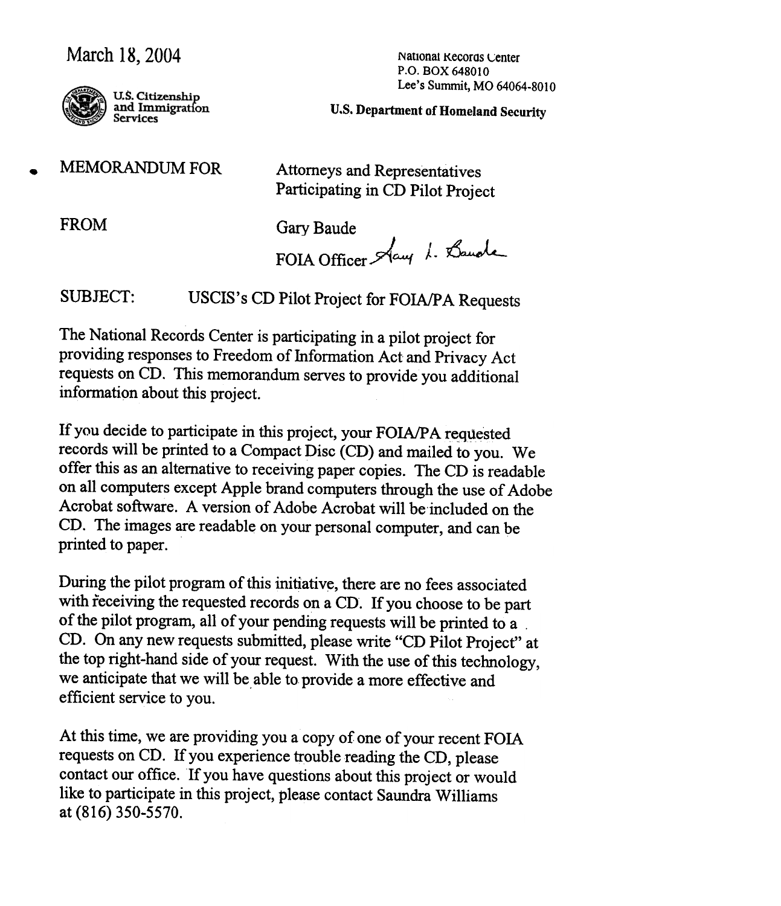March 18, 2004

U.S. Citizenship and Immigration Services

National Records Center
P.O. BOX 648010
Lee's Summit, MO 64064-8010

**U.S. Department of Homeland Security**

MEMORANDUM FOR Attorneys and Representatives Participating in CD Pilot Project

FROM Gary Baude
FOIA Officer

SUBJECT: USCIS's CD Pilot Project for FOIA/PA Requests

The National Records Center is participating in a pilot project for providing responses to Freedom of Information Act and Privacy Act requests on CD. This memorandum serves to provide you additional information about this project.

If you decide to participate in this project, your FOIA/PA requested records will be printed to a Compact Disc (CD) and mailed to you. We offer this as an alternative to receiving paper copies. The CD is readable on all computers except Apple brand computers through the use of Adobe Acrobat software. A version of Adobe Acrobat will be included on the CD. The images are readable on your personal computer, and can be printed to paper.

During the pilot program of this initiative, there are no fees associated with receiving the requested records on a CD. If you choose to be part of the pilot program, all of your pending requests will be printed to a CD. On any new requests submitted, please write "CD Pilot Project" at the top right-hand side of your request. With the use of this technology, we anticipate that we will be able to provide a more effective and efficient service to you.

At this time, we are providing you a copy of one of your recent FOIA requests on CD. If you experience trouble reading the CD, please contact our office. If you have questions about this project or would like to participate in this project, please contact Saundra Williams at (816) 350-5570.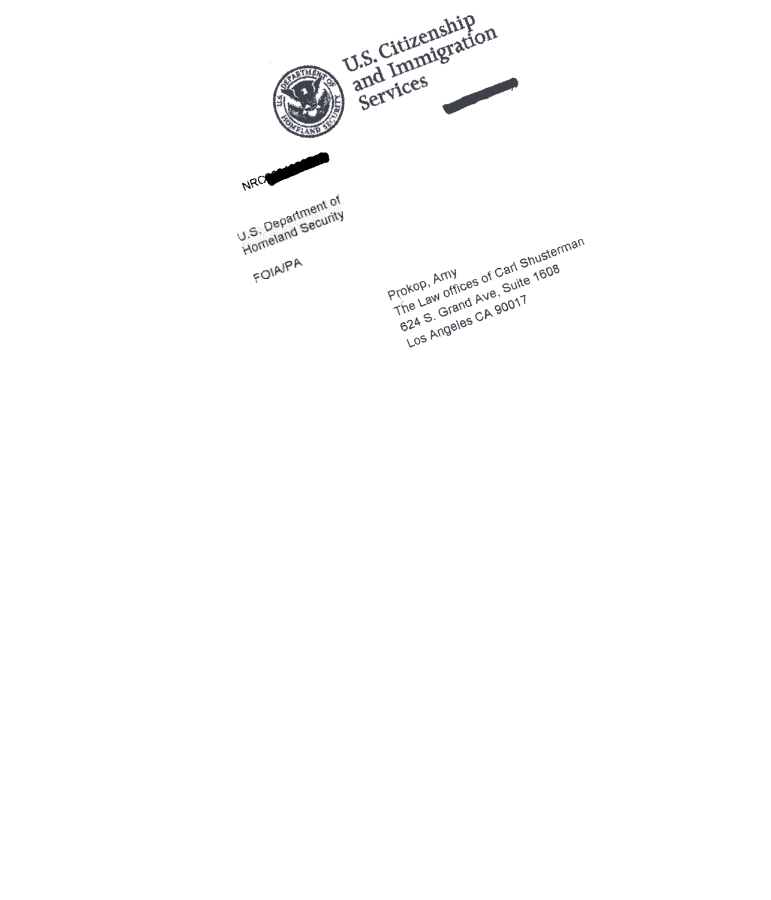U.S. Citizenship and Immigration Services

NRC

U.S. Department of Homeland Security

FOIA/PA

Prokop, Amy
The Law offices of Carl Shusterman
624 S. Grand Ave, Suite 1608
Los Angeles CA 90017